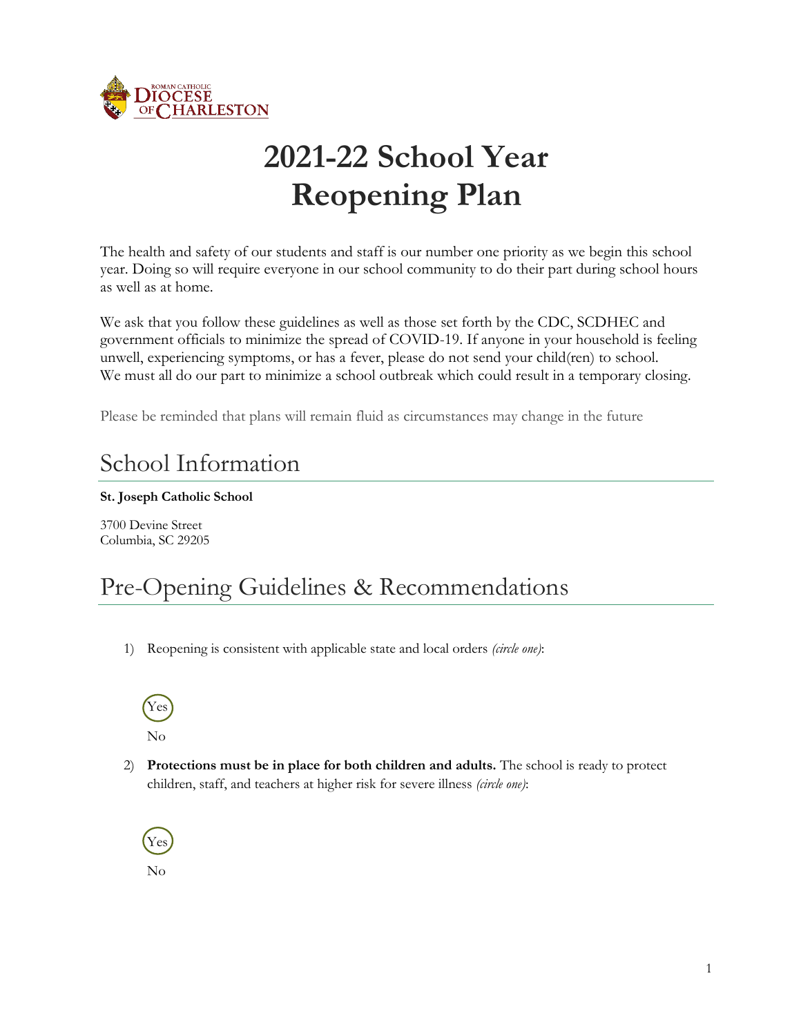# 2021-22 School Year Reopening Plan

The health and safety of our students and staff is our number one priority as we begin this school year. Doing so will require everyone in our school community to do their part during school hours as well as at home.

We ask that you follow these guidelines as well as those set forth by the CDC, SCDHEC and government officials to minimize the spread of COVID-19. If anyone in your household is feeling unwell, experiencing symptoms, or has a fever, please do not send your child(ren) to school. We must all do our part to minimize a school outbreak which could result in a temporary closing.

Please be reminded that plans will remain fluid as circumstances may change in the future

## School Information

**St. Joseph Catholic School**

3700 Devine Street
Columbia, SC 29205

## Pre-Opening Guidelines & Recommendations

1) Reopening is consistent with applicable state and local orders *(circle one)*:

   Yes (circled)

   No

2) **Protections must be in place for both children and adults.** The school is ready to protect children, staff, and teachers at higher risk for severe illness *(circle one)*:

   Yes (circled)

   No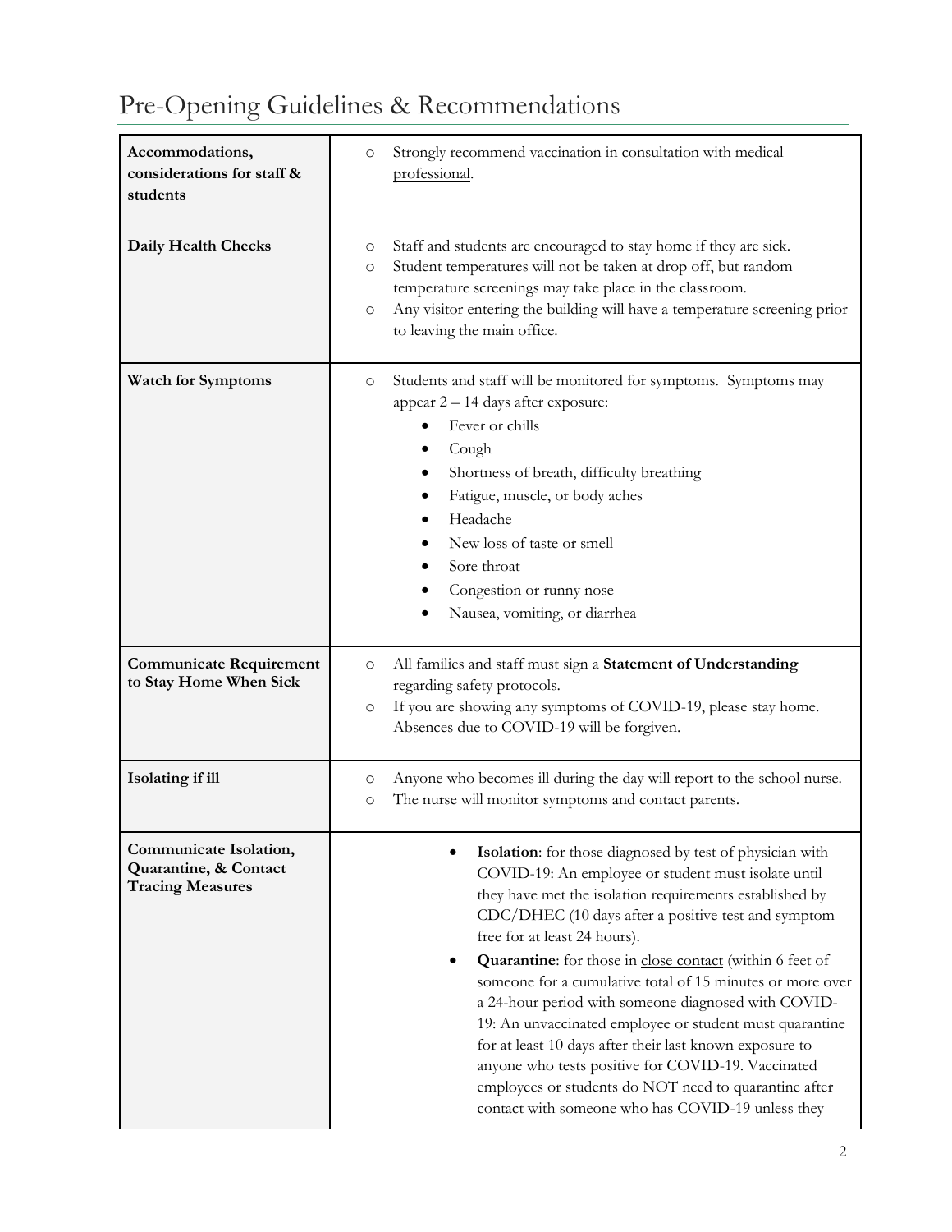# Pre-Opening Guidelines & Recommendations

| | |
|---|---|
| **Accommodations, considerations for staff & students** | ○ Strongly recommend vaccination in consultation with medical professional. |
| **Daily Health Checks** | ○ Staff and students are encouraged to stay home if they are sick.<br>○ Student temperatures will not be taken at drop off, but random temperature screenings may take place in the classroom.<br>○ Any visitor entering the building will have a temperature screening prior to leaving the main office. |
| **Watch for Symptoms** | ○ Students and staff will be monitored for symptoms. Symptoms may appear 2 – 14 days after exposure:<br>• Fever or chills<br>• Cough<br>• Shortness of breath, difficulty breathing<br>• Fatigue, muscle, or body aches<br>• Headache<br>• New loss of taste or smell<br>• Sore throat<br>• Congestion or runny nose<br>• Nausea, vomiting, or diarrhea |
| **Communicate Requirement to Stay Home When Sick** | ○ All families and staff must sign a **Statement of Understanding** regarding safety protocols.<br>○ If you are showing any symptoms of COVID-19, please stay home. Absences due to COVID-19 will be forgiven. |
| **Isolating if ill** | ○ Anyone who becomes ill during the day will report to the school nurse.<br>○ The nurse will monitor symptoms and contact parents. |
| **Communicate Isolation, Quarantine, & Contact Tracing Measures** | • **Isolation**: for those diagnosed by test of physician with COVID-19: An employee or student must isolate until they have met the isolation requirements established by CDC/DHEC (10 days after a positive test and symptom free for at least 24 hours).<br>• **Quarantine**: for those in close contact (within 6 feet of someone for a cumulative total of 15 minutes or more over a 24-hour period with someone diagnosed with COVID-19: An unvaccinated employee or student must quarantine for at least 10 days after their last known exposure to anyone who tests positive for COVID-19. Vaccinated employees or students do NOT need to quarantine after contact with someone who has COVID-19 unless they |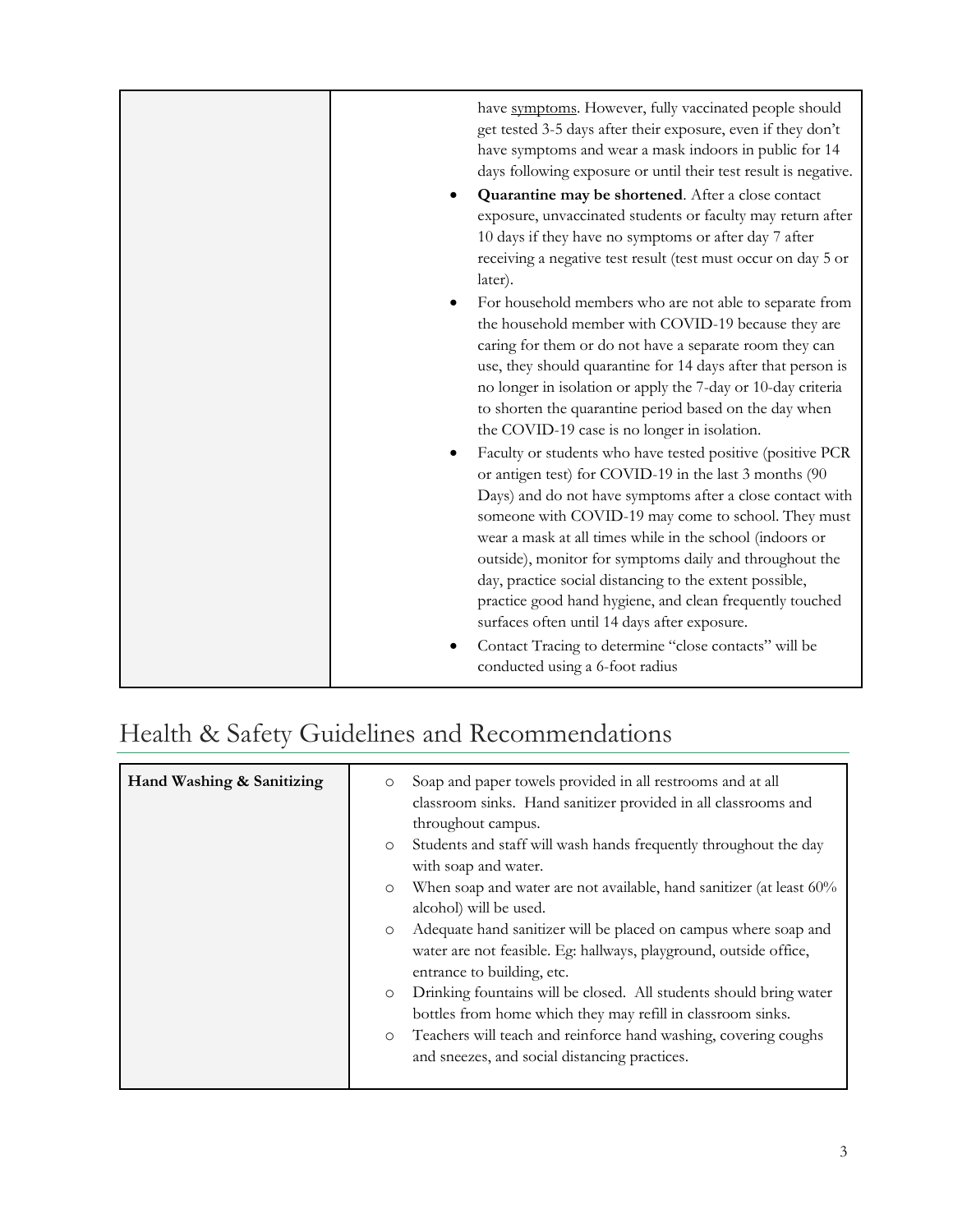| | |
|---|---|
| | have symptoms. However, fully vaccinated people should get tested 3-5 days after their exposure, even if they don't have symptoms and wear a mask indoors in public for 14 days following exposure or until their test result is negative.<br>• **Quarantine may be shortened**. After a close contact exposure, unvaccinated students or faculty may return after 10 days if they have no symptoms or after day 7 after receiving a negative test result (test must occur on day 5 or later).<br>• For household members who are not able to separate from the household member with COVID-19 because they are caring for them or do not have a separate room they can use, they should quarantine for 14 days after that person is no longer in isolation or apply the 7-day or 10-day criteria to shorten the quarantine period based on the day when the COVID-19 case is no longer in isolation.<br>• Faculty or students who have tested positive (positive PCR or antigen test) for COVID-19 in the last 3 months (90 Days) and do not have symptoms after a close contact with someone with COVID-19 may come to school. They must wear a mask at all times while in the school (indoors or outside), monitor for symptoms daily and throughout the day, practice social distancing to the extent possible, practice good hand hygiene, and clean frequently touched surfaces often until 14 days after exposure.<br>• Contact Tracing to determine "close contacts" will be conducted using a 6-foot radius |

# Health & Safety Guidelines and Recommendations

| | |
|---|---|
| **Hand Washing & Sanitizing** | ○ Soap and paper towels provided in all restrooms and at all classroom sinks. Hand sanitizer provided in all classrooms and throughout campus.<br>○ Students and staff will wash hands frequently throughout the day with soap and water.<br>○ When soap and water are not available, hand sanitizer (at least 60% alcohol) will be used.<br>○ Adequate hand sanitizer will be placed on campus where soap and water are not feasible. Eg: hallways, playground, outside office, entrance to building, etc.<br>○ Drinking fountains will be closed. All students should bring water bottles from home which they may refill in classroom sinks.<br>○ Teachers will teach and reinforce hand washing, covering coughs and sneezes, and social distancing practices. |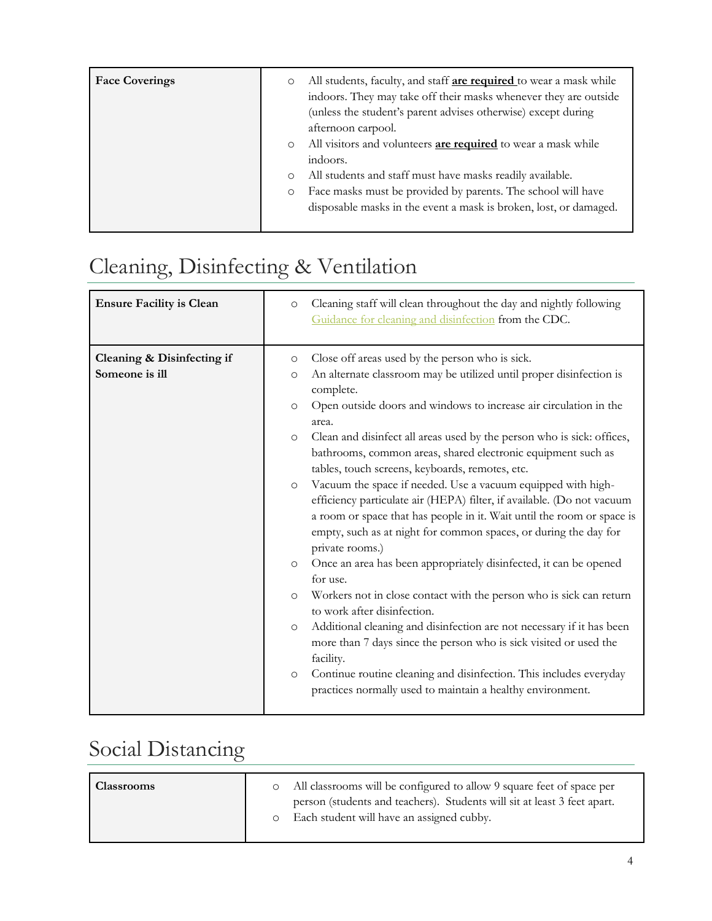| Face Coverings | All students, faculty, and staff **are required** to wear a mask while indoors. They may take off their masks whenever they are outside (unless the student's parent advises otherwise) except during afternoon carpool.<br>All visitors and volunteers **are required** to wear a mask while indoors.<br>All students and staff must have masks readily available.<br>Face masks must be provided by parents. The school will have disposable masks in the event a mask is broken, lost, or damaged. |
|---|---|

## Cleaning, Disinfecting & Ventilation

| Ensure Facility is Clean | Cleaning staff will clean throughout the day and nightly following Guidance for cleaning and disinfection from the CDC. |
|---|---|
| **Cleaning & Disinfecting if Someone is ill** | Close off areas used by the person who is sick.<br>An alternate classroom may be utilized until proper disinfection is complete.<br>Open outside doors and windows to increase air circulation in the area.<br>Clean and disinfect all areas used by the person who is sick: offices, bathrooms, common areas, shared electronic equipment such as tables, touch screens, keyboards, remotes, etc.<br>Vacuum the space if needed. Use a vacuum equipped with high-efficiency particulate air (HEPA) filter, if available. (Do not vacuum a room or space that has people in it. Wait until the room or space is empty, such as at night for common spaces, or during the day for private rooms.)<br>Once an area has been appropriately disinfected, it can be opened for use.<br>Workers not in close contact with the person who is sick can return to work after disinfection.<br>Additional cleaning and disinfection are not necessary if it has been more than 7 days since the person who is sick visited or used the facility.<br>Continue routine cleaning and disinfection. This includes everyday practices normally used to maintain a healthy environment. |

## Social Distancing

| Classrooms | All classrooms will be configured to allow 9 square feet of space per person (students and teachers). Students will sit at least 3 feet apart.<br>Each student will have an assigned cubby. |
|---|---|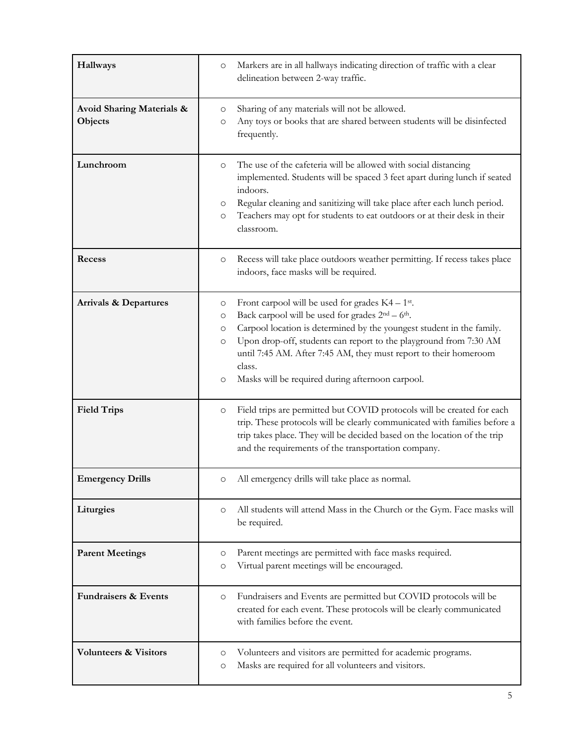| | |
|---|---|
| **Hallways** | ○ Markers are in all hallways indicating direction of traffic with a clear delineation between 2-way traffic. |
| **Avoid Sharing Materials & Objects** | ○ Sharing of any materials will not be allowed.<br>○ Any toys or books that are shared between students will be disinfected frequently. |
| **Lunchroom** | ○ The use of the cafeteria will be allowed with social distancing implemented. Students will be spaced 3 feet apart during lunch if seated indoors.<br>○ Regular cleaning and sanitizing will take place after each lunch period.<br>○ Teachers may opt for students to eat outdoors or at their desk in their classroom. |
| **Recess** | ○ Recess will take place outdoors weather permitting. If recess takes place indoors, face masks will be required. |
| **Arrivals & Departures** | ○ Front carpool will be used for grades K4 – 1st.<br>○ Back carpool will be used for grades 2nd – 6th.<br>○ Carpool location is determined by the youngest student in the family.<br>○ Upon drop-off, students can report to the playground from 7:30 AM until 7:45 AM. After 7:45 AM, they must report to their homeroom class.<br>○ Masks will be required during afternoon carpool. |
| **Field Trips** | ○ Field trips are permitted but COVID protocols will be created for each trip. These protocols will be clearly communicated with families before a trip takes place. They will be decided based on the location of the trip and the requirements of the transportation company. |
| **Emergency Drills** | ○ All emergency drills will take place as normal. |
| **Liturgies** | ○ All students will attend Mass in the Church or the Gym. Face masks will be required. |
| **Parent Meetings** | ○ Parent meetings are permitted with face masks required.<br>○ Virtual parent meetings will be encouraged. |
| **Fundraisers & Events** | ○ Fundraisers and Events are permitted but COVID protocols will be created for each event. These protocols will be clearly communicated with families before the event. |
| **Volunteers & Visitors** | ○ Volunteers and visitors are permitted for academic programs.<br>○ Masks are required for all volunteers and visitors. |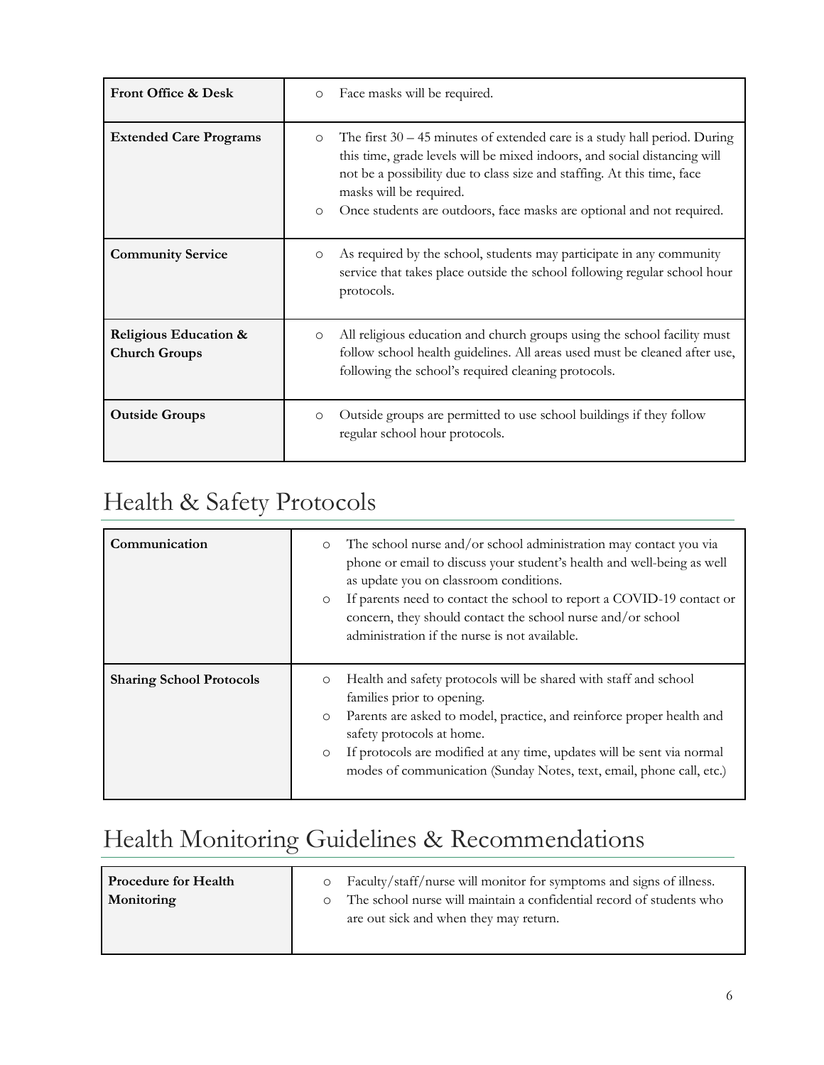| Front Office & Desk | ○ Face masks will be required. |
|---|---|
| **Extended Care Programs** | ○ The first 30 – 45 minutes of extended care is a study hall period. During this time, grade levels will be mixed indoors, and social distancing will not be a possibility due to class size and staffing. At this time, face masks will be required.<br>○ Once students are outdoors, face masks are optional and not required. |
| **Community Service** | ○ As required by the school, students may participate in any community service that takes place outside the school following regular school hour protocols. |
| **Religious Education & Church Groups** | ○ All religious education and church groups using the school facility must follow school health guidelines. All areas used must be cleaned after use, following the school's required cleaning protocols. |
| **Outside Groups** | ○ Outside groups are permitted to use school buildings if they follow regular school hour protocols. |

# Health & Safety Protocols

| Communication | ○ The school nurse and/or school administration may contact you via phone or email to discuss your student's health and well-being as well as update you on classroom conditions.<br>○ If parents need to contact the school to report a COVID-19 contact or concern, they should contact the school nurse and/or school administration if the nurse is not available. |
|---|---|
| **Sharing School Protocols** | ○ Health and safety protocols will be shared with staff and school families prior to opening.<br>○ Parents are asked to model, practice, and reinforce proper health and safety protocols at home.<br>○ If protocols are modified at any time, updates will be sent via normal modes of communication (Sunday Notes, text, email, phone call, etc.) |

# Health Monitoring Guidelines & Recommendations

| Procedure for Health Monitoring | ○ Faculty/staff/nurse will monitor for symptoms and signs of illness.<br>○ The school nurse will maintain a confidential record of students who are out sick and when they may return. |
|---|---|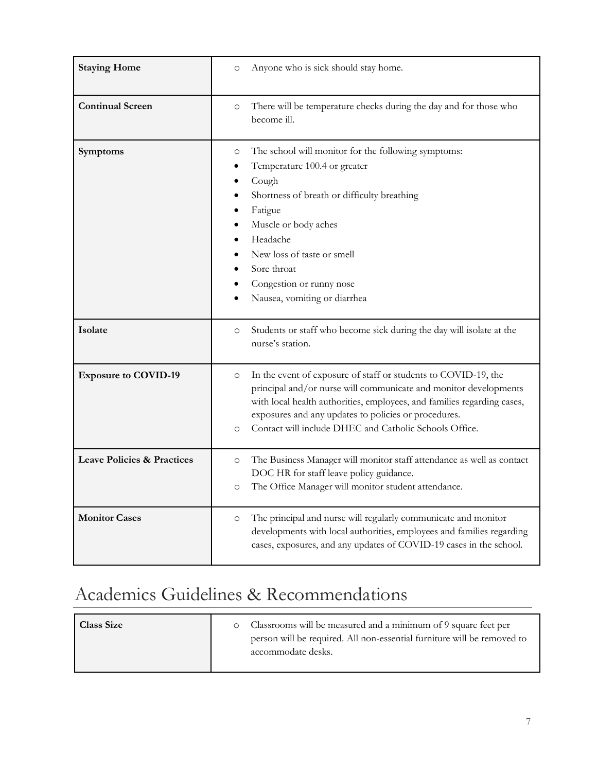| Staying Home | ○ Anyone who is sick should stay home. |
|---|---|
| **Continual Screen** | ○ There will be temperature checks during the day and for those who become ill. |
| **Symptoms** | ○ The school will monitor for the following symptoms:<br>• Temperature 100.4 or greater<br>• Cough<br>• Shortness of breath or difficulty breathing<br>• Fatigue<br>• Muscle or body aches<br>• Headache<br>• New loss of taste or smell<br>• Sore throat<br>• Congestion or runny nose<br>• Nausea, vomiting or diarrhea |
| **Isolate** | ○ Students or staff who become sick during the day will isolate at the nurse's station. |
| **Exposure to COVID-19** | ○ In the event of exposure of staff or students to COVID-19, the principal and/or nurse will communicate and monitor developments with local health authorities, employees, and families regarding cases, exposures and any updates to policies or procedures.<br>○ Contact will include DHEC and Catholic Schools Office. |
| **Leave Policies & Practices** | ○ The Business Manager will monitor staff attendance as well as contact DOC HR for staff leave policy guidance.<br>○ The Office Manager will monitor student attendance. |
| **Monitor Cases** | ○ The principal and nurse will regularly communicate and monitor developments with local authorities, employees and families regarding cases, exposures, and any updates of COVID-19 cases in the school. |

# Academics Guidelines & Recommendations

| Class Size | ○ Classrooms will be measured and a minimum of 9 square feet per person will be required. All non-essential furniture will be removed to accommodate desks. |
|---|---|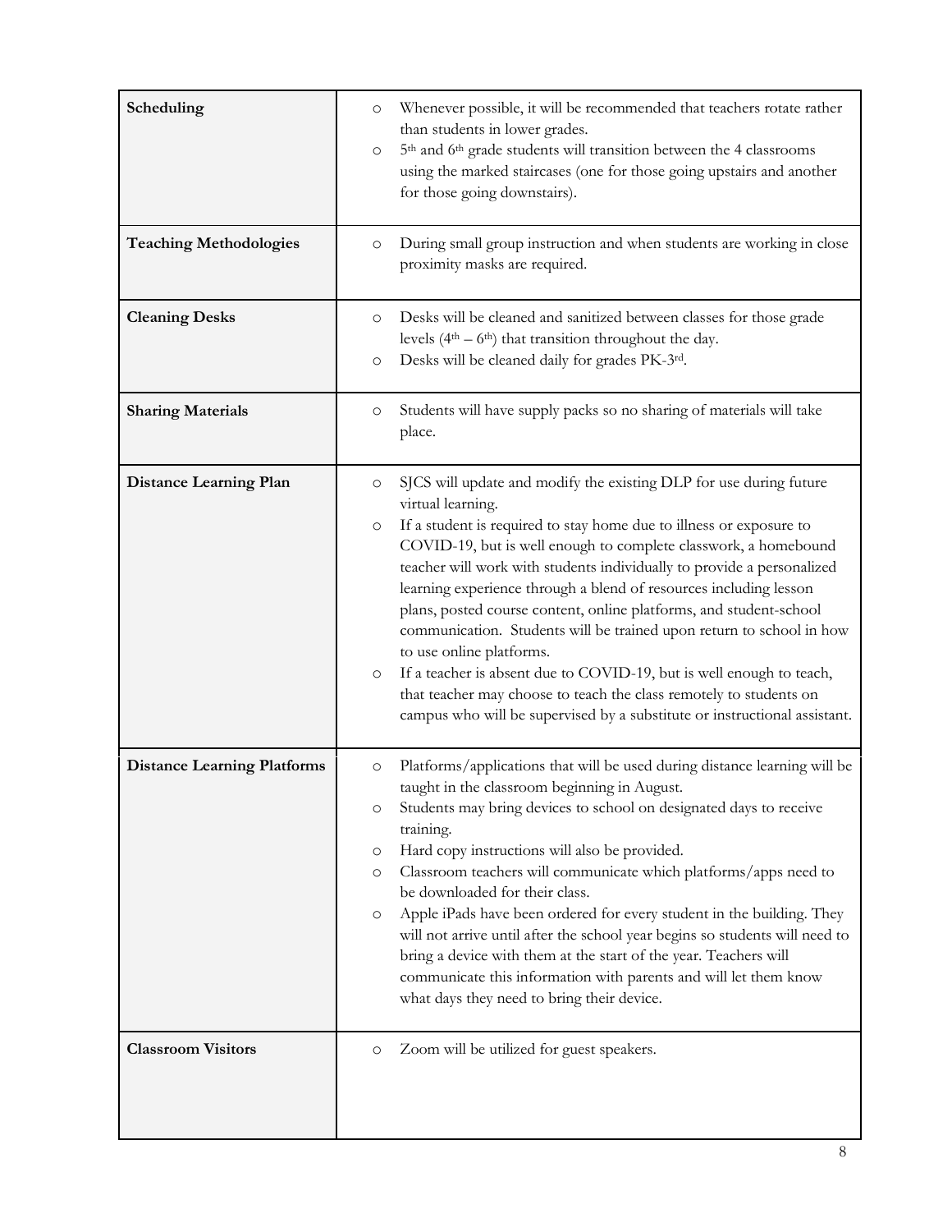| | |
|---|---|
| **Scheduling** | ○ Whenever possible, it will be recommended that teachers rotate rather than students in lower grades.<br>○ 5th and 6th grade students will transition between the 4 classrooms using the marked staircases (one for those going upstairs and another for those going downstairs). |
| **Teaching Methodologies** | ○ During small group instruction and when students are working in close proximity masks are required. |
| **Cleaning Desks** | ○ Desks will be cleaned and sanitized between classes for those grade levels (4th – 6th) that transition throughout the day.<br>○ Desks will be cleaned daily for grades PK-3rd. |
| **Sharing Materials** | ○ Students will have supply packs so no sharing of materials will take place. |
| **Distance Learning Plan** | ○ SJCS will update and modify the existing DLP for use during future virtual learning.<br>○ If a student is required to stay home due to illness or exposure to COVID-19, but is well enough to complete classwork, a homebound teacher will work with students individually to provide a personalized learning experience through a blend of resources including lesson plans, posted course content, online platforms, and student-school communication. Students will be trained upon return to school in how to use online platforms.<br>○ If a teacher is absent due to COVID-19, but is well enough to teach, that teacher may choose to teach the class remotely to students on campus who will be supervised by a substitute or instructional assistant. |
| **Distance Learning Platforms** | ○ Platforms/applications that will be used during distance learning will be taught in the classroom beginning in August.<br>○ Students may bring devices to school on designated days to receive training.<br>○ Hard copy instructions will also be provided.<br>○ Classroom teachers will communicate which platforms/apps need to be downloaded for their class.<br>○ Apple iPads have been ordered for every student in the building. They will not arrive until after the school year begins so students will need to bring a device with them at the start of the year. Teachers will communicate this information with parents and will let them know what days they need to bring their device. |
| **Classroom Visitors** | ○ Zoom will be utilized for guest speakers. |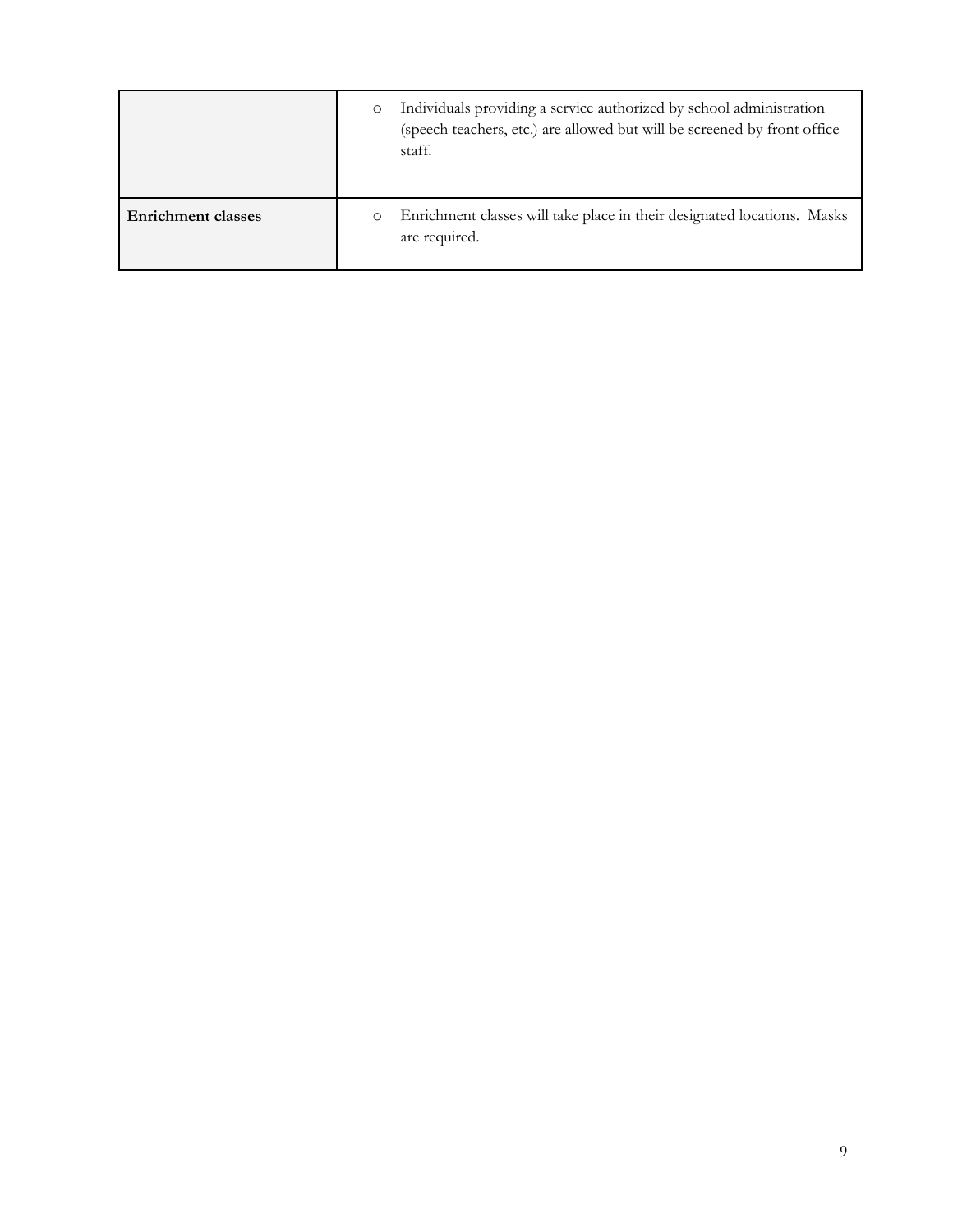| | |
|---|---|
| | ○ Individuals providing a service authorized by school administration (speech teachers, etc.) are allowed but will be screened by front office staff. |
| **Enrichment classes** | ○ Enrichment classes will take place in their designated locations. Masks are required. |